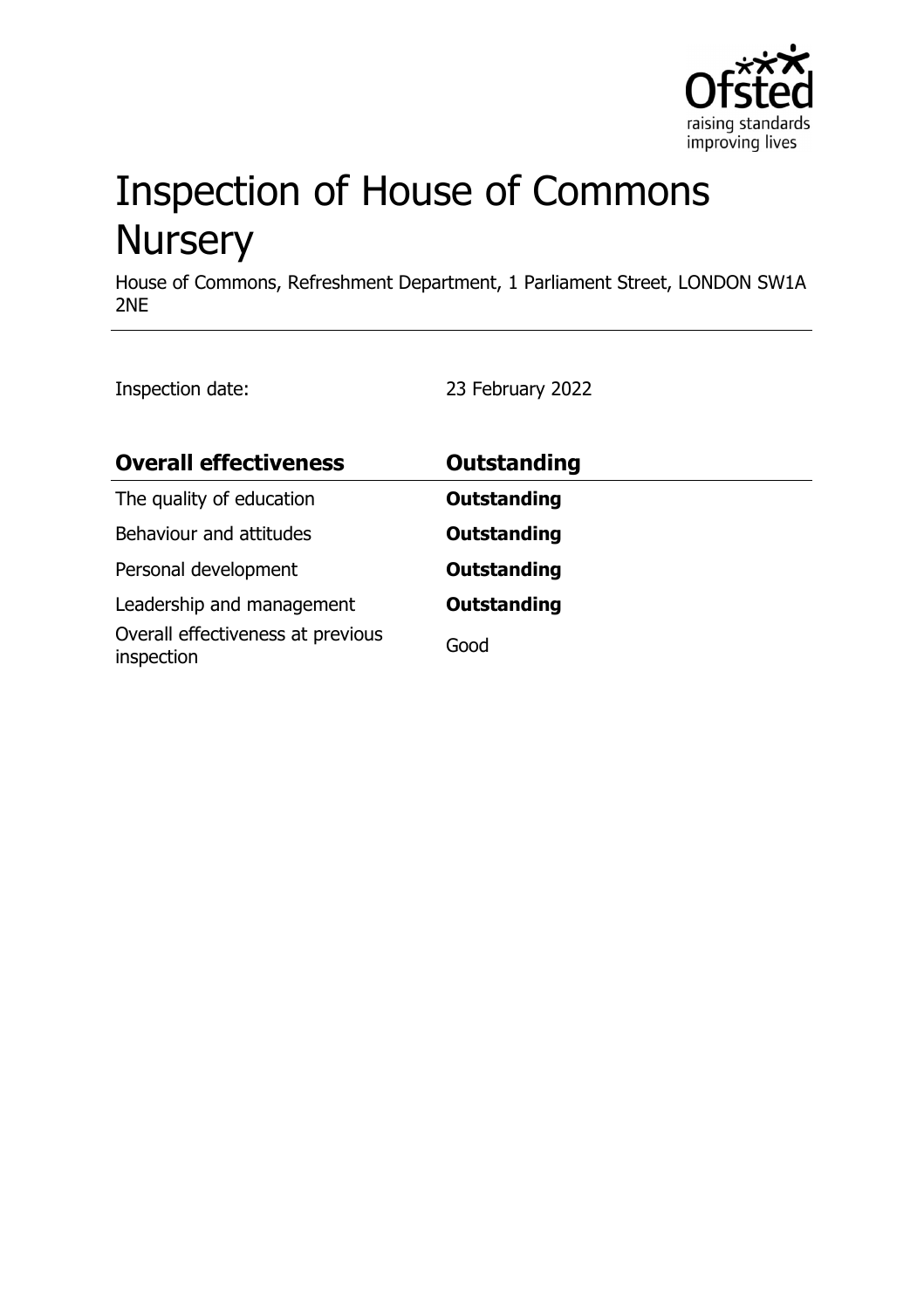# Inspection of House of Commons Nursery

House of Commons, Refreshment Department, 1 Parliament Street, LONDON SW1A 2NE

Inspection date: 23 February 2022

| **Overall effectiveness** | **Outstanding** |
|---|---|
| The quality of education | **Outstanding** |
| Behaviour and attitudes | **Outstanding** |
| Personal development | **Outstanding** |
| Leadership and management | **Outstanding** |
| Overall effectiveness at previous inspection | Good |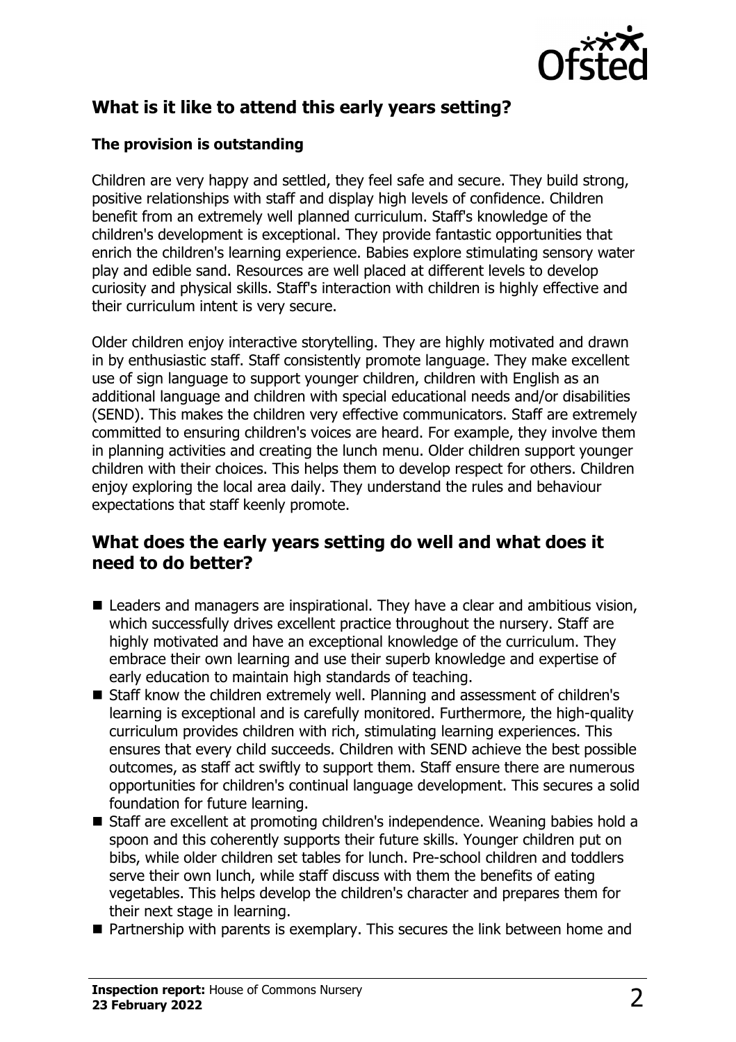## What is it like to attend this early years setting?

### The provision is outstanding

Children are very happy and settled, they feel safe and secure. They build strong, positive relationships with staff and display high levels of confidence. Children benefit from an extremely well planned curriculum. Staff's knowledge of the children's development is exceptional. They provide fantastic opportunities that enrich the children's learning experience. Babies explore stimulating sensory water play and edible sand. Resources are well placed at different levels to develop curiosity and physical skills. Staff's interaction with children is highly effective and their curriculum intent is very secure.

Older children enjoy interactive storytelling. They are highly motivated and drawn in by enthusiastic staff. Staff consistently promote language. They make excellent use of sign language to support younger children, children with English as an additional language and children with special educational needs and/or disabilities (SEND). This makes the children very effective communicators. Staff are extremely committed to ensuring children's voices are heard. For example, they involve them in planning activities and creating the lunch menu. Older children support younger children with their choices. This helps them to develop respect for others. Children enjoy exploring the local area daily. They understand the rules and behaviour expectations that staff keenly promote.

## What does the early years setting do well and what does it need to do better?

- Leaders and managers are inspirational. They have a clear and ambitious vision, which successfully drives excellent practice throughout the nursery. Staff are highly motivated and have an exceptional knowledge of the curriculum. They embrace their own learning and use their superb knowledge and expertise of early education to maintain high standards of teaching.
- Staff know the children extremely well. Planning and assessment of children's learning is exceptional and is carefully monitored. Furthermore, the high-quality curriculum provides children with rich, stimulating learning experiences. This ensures that every child succeeds. Children with SEND achieve the best possible outcomes, as staff act swiftly to support them. Staff ensure there are numerous opportunities for children's continual language development. This secures a solid foundation for future learning.
- Staff are excellent at promoting children's independence. Weaning babies hold a spoon and this coherently supports their future skills. Younger children put on bibs, while older children set tables for lunch. Pre-school children and toddlers serve their own lunch, while staff discuss with them the benefits of eating vegetables. This helps develop the children's character and prepares them for their next stage in learning.
- Partnership with parents is exemplary. This secures the link between home and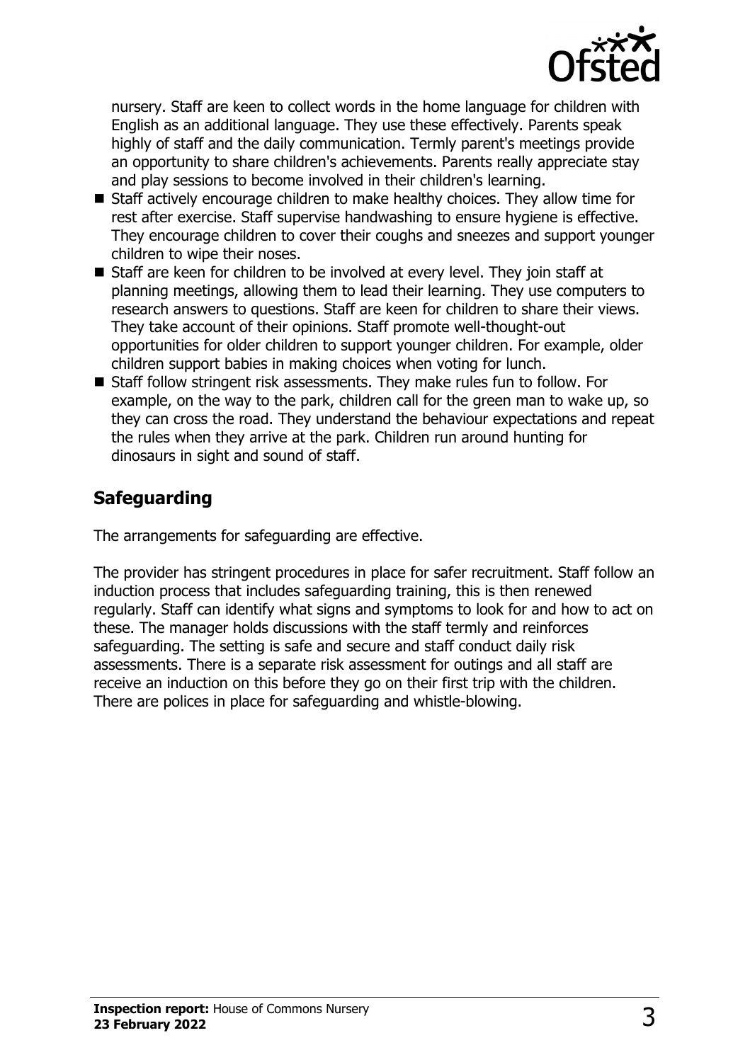nursery. Staff are keen to collect words in the home language for children with English as an additional language. They use these effectively. Parents speak highly of staff and the daily communication. Termly parent's meetings provide an opportunity to share children's achievements. Parents really appreciate stay and play sessions to become involved in their children's learning.

- Staff actively encourage children to make healthy choices. They allow time for rest after exercise. Staff supervise handwashing to ensure hygiene is effective. They encourage children to cover their coughs and sneezes and support younger children to wipe their noses.
- Staff are keen for children to be involved at every level. They join staff at planning meetings, allowing them to lead their learning. They use computers to research answers to questions. Staff are keen for children to share their views. They take account of their opinions. Staff promote well-thought-out opportunities for older children to support younger children. For example, older children support babies in making choices when voting for lunch.
- Staff follow stringent risk assessments. They make rules fun to follow. For example, on the way to the park, children call for the green man to wake up, so they can cross the road. They understand the behaviour expectations and repeat the rules when they arrive at the park. Children run around hunting for dinosaurs in sight and sound of staff.

## Safeguarding

The arrangements for safeguarding are effective.

The provider has stringent procedures in place for safer recruitment. Staff follow an induction process that includes safeguarding training, this is then renewed regularly. Staff can identify what signs and symptoms to look for and how to act on these. The manager holds discussions with the staff termly and reinforces safeguarding. The setting is safe and secure and staff conduct daily risk assessments. There is a separate risk assessment for outings and all staff are receive an induction on this before they go on their first trip with the children. There are polices in place for safeguarding and whistle-blowing.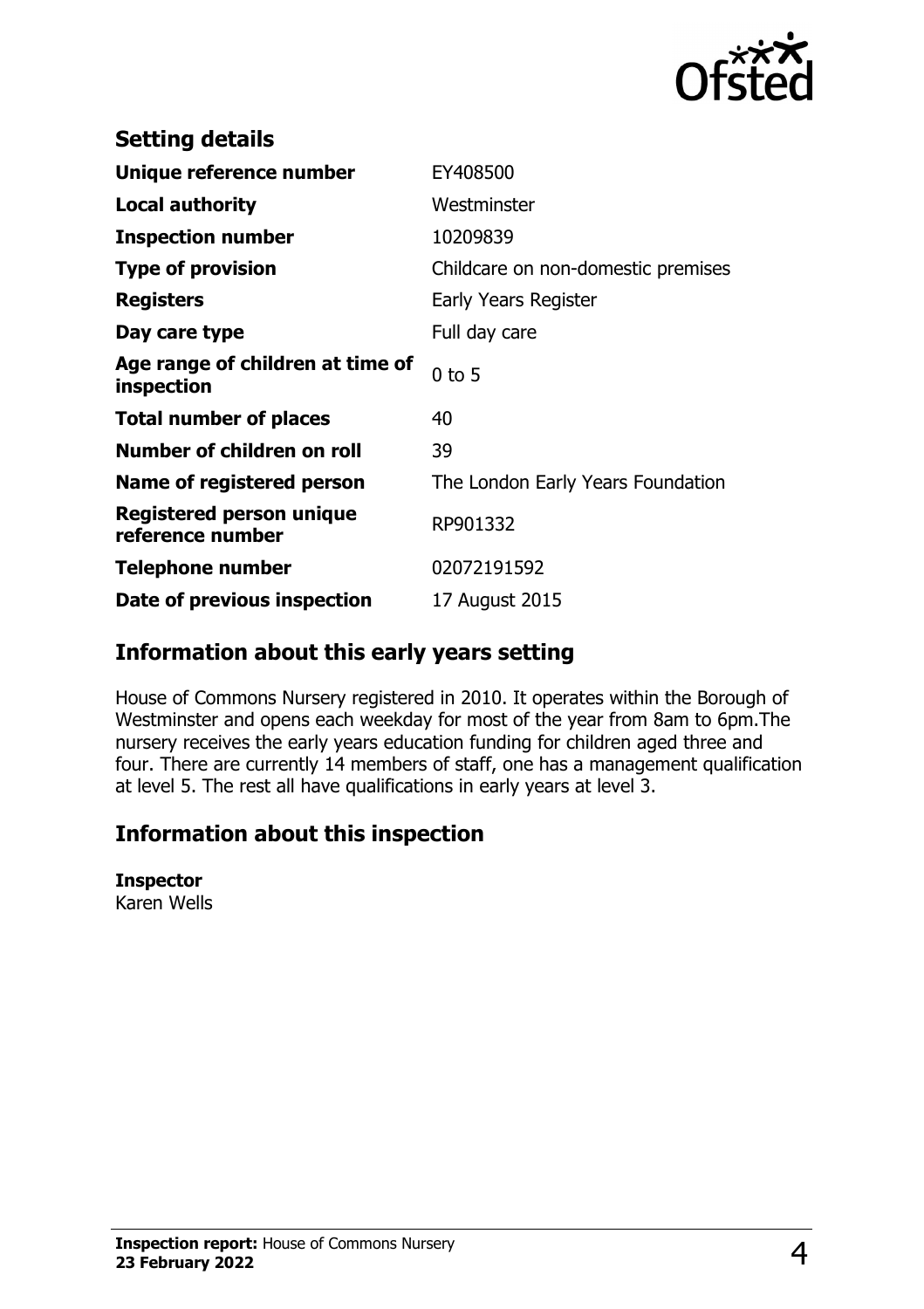## Setting details

| | |
|---|---|
| **Unique reference number** | EY408500 |
| **Local authority** | Westminster |
| **Inspection number** | 10209839 |
| **Type of provision** | Childcare on non-domestic premises |
| **Registers** | Early Years Register |
| **Day care type** | Full day care |
| **Age range of children at time of inspection** | 0 to 5 |
| **Total number of places** | 40 |
| **Number of children on roll** | 39 |
| **Name of registered person** | The London Early Years Foundation |
| **Registered person unique reference number** | RP901332 |
| **Telephone number** | 02072191592 |
| **Date of previous inspection** | 17 August 2015 |

## Information about this early years setting

House of Commons Nursery registered in 2010. It operates within the Borough of Westminster and opens each weekday for most of the year from 8am to 6pm.The nursery receives the early years education funding for children aged three and four. There are currently 14 members of staff, one has a management qualification at level 5. The rest all have qualifications in early years at level 3.

## Information about this inspection

**Inspector**
Karen Wells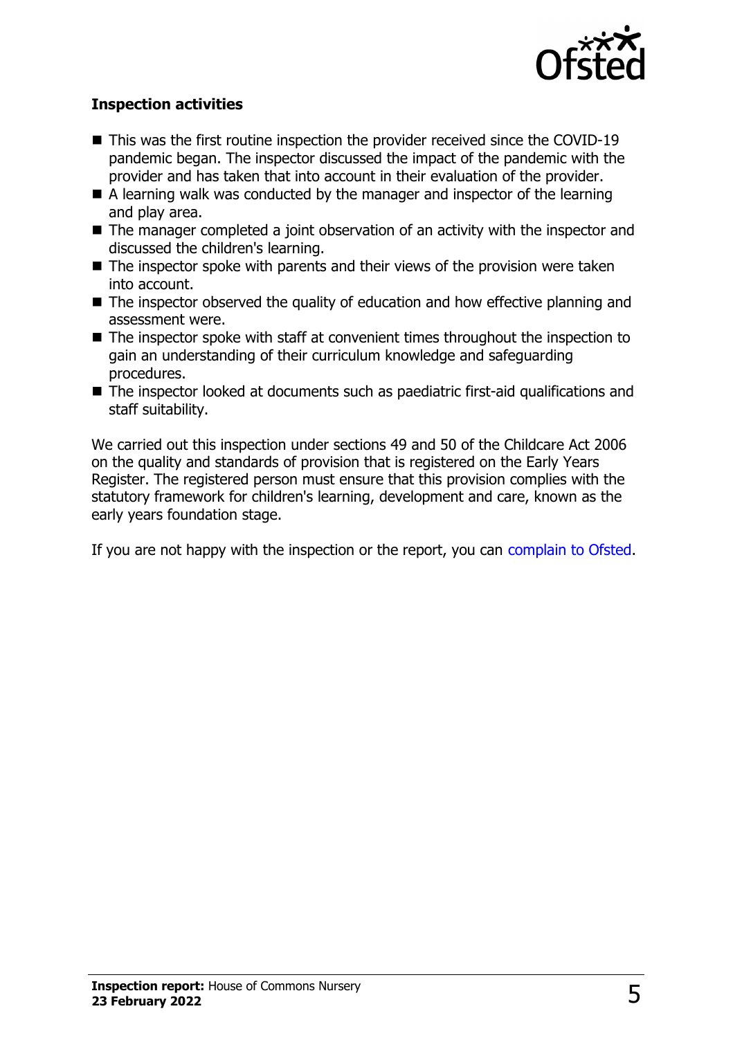### Inspection activities

- This was the first routine inspection the provider received since the COVID-19 pandemic began. The inspector discussed the impact of the pandemic with the provider and has taken that into account in their evaluation of the provider.
- A learning walk was conducted by the manager and inspector of the learning and play area.
- The manager completed a joint observation of an activity with the inspector and discussed the children's learning.
- The inspector spoke with parents and their views of the provision were taken into account.
- The inspector observed the quality of education and how effective planning and assessment were.
- The inspector spoke with staff at convenient times throughout the inspection to gain an understanding of their curriculum knowledge and safeguarding procedures.
- The inspector looked at documents such as paediatric first-aid qualifications and staff suitability.

We carried out this inspection under sections 49 and 50 of the Childcare Act 2006 on the quality and standards of provision that is registered on the Early Years Register. The registered person must ensure that this provision complies with the statutory framework for children's learning, development and care, known as the early years foundation stage.

If you are not happy with the inspection or the report, you can complain to Ofsted.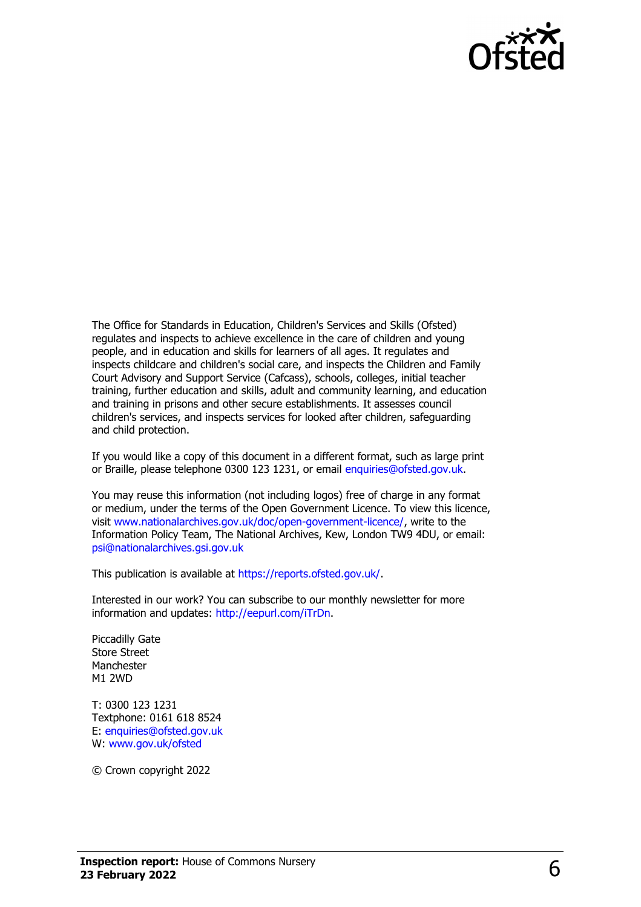The Office for Standards in Education, Children's Services and Skills (Ofsted) regulates and inspects to achieve excellence in the care of children and young people, and in education and skills for learners of all ages. It regulates and inspects childcare and children's social care, and inspects the Children and Family Court Advisory and Support Service (Cafcass), schools, colleges, initial teacher training, further education and skills, adult and community learning, and education and training in prisons and other secure establishments. It assesses council children's services, and inspects services for looked after children, safeguarding and child protection.

If you would like a copy of this document in a different format, such as large print or Braille, please telephone 0300 123 1231, or email enquiries@ofsted.gov.uk.

You may reuse this information (not including logos) free of charge in any format or medium, under the terms of the Open Government Licence. To view this licence, visit www.nationalarchives.gov.uk/doc/open-government-licence/, write to the Information Policy Team, The National Archives, Kew, London TW9 4DU, or email: psi@nationalarchives.gsi.gov.uk

This publication is available at https://reports.ofsted.gov.uk/.

Interested in our work? You can subscribe to our monthly newsletter for more information and updates: http://eepurl.com/iTrDn.

Piccadilly Gate
Store Street
Manchester
M1 2WD

T: 0300 123 1231
Textphone: 0161 618 8524
E: enquiries@ofsted.gov.uk
W: www.gov.uk/ofsted

© Crown copyright 2022